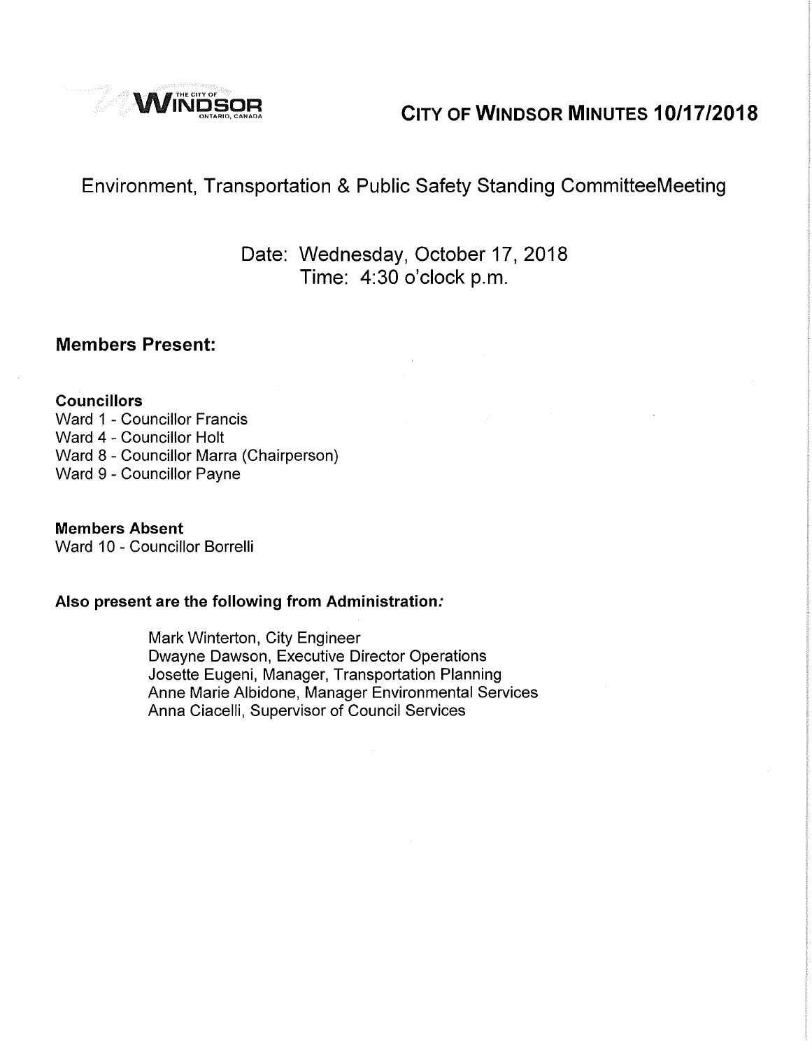# CITY OF WINDSOR MINUTES 10/17/2018

## Environment, Transportation & Public Safety Standing CommitteeMeeting

Date: Wednesday, October 17, 2018
Time: 4:30 o'clock p.m.

### Members Present:

**Councillors**
Ward 1 - Councillor Francis
Ward 4 - Councillor Holt
Ward 8 - Councillor Marra (Chairperson)
Ward 9 - Councillor Payne

**Members Absent**
Ward 10 - Councillor Borrelli

**Also present are the following from Administration:**

Mark Winterton, City Engineer
Dwayne Dawson, Executive Director Operations
Josette Eugeni, Manager, Transportation Planning
Anne Marie Albidone, Manager Environmental Services
Anna Ciacelli, Supervisor of Council Services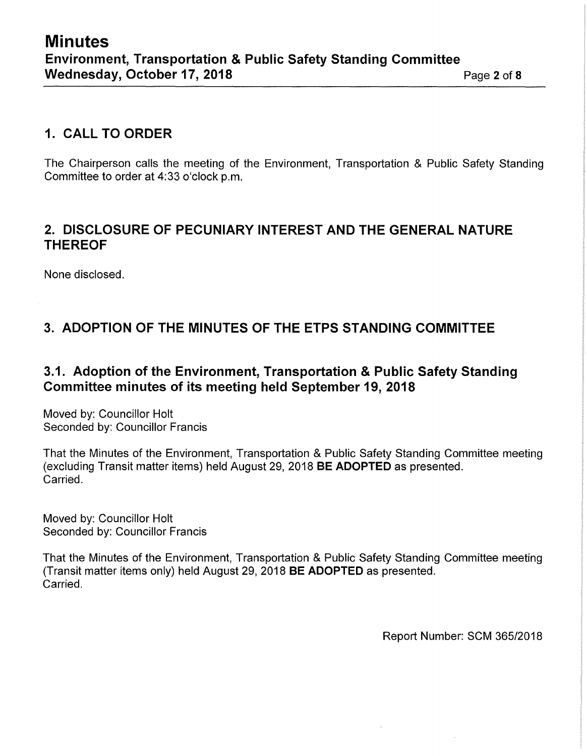## 1. CALL TO ORDER

The Chairperson calls the meeting of the Environment, Transportation & Public Safety Standing Committee to order at 4:33 o'clock p.m.

## 2. DISCLOSURE OF PECUNIARY INTEREST AND THE GENERAL NATURE THEREOF

None disclosed.

## 3. ADOPTION OF THE MINUTES OF THE ETPS STANDING COMMITTEE

### 3.1. Adoption of the Environment, Transportation & Public Safety Standing Committee minutes of its meeting held September 19, 2018

Moved by: Councillor Holt
Seconded by: Councillor Francis

That the Minutes of the Environment, Transportation & Public Safety Standing Committee meeting (excluding Transit matter items) held August 29, 2018 **BE ADOPTED** as presented.
Carried.

Moved by: Councillor Holt
Seconded by: Councillor Francis

That the Minutes of the Environment, Transportation & Public Safety Standing Committee meeting (Transit matter items only) held August 29, 2018 **BE ADOPTED** as presented.
Carried.

Report Number: SCM 365/2018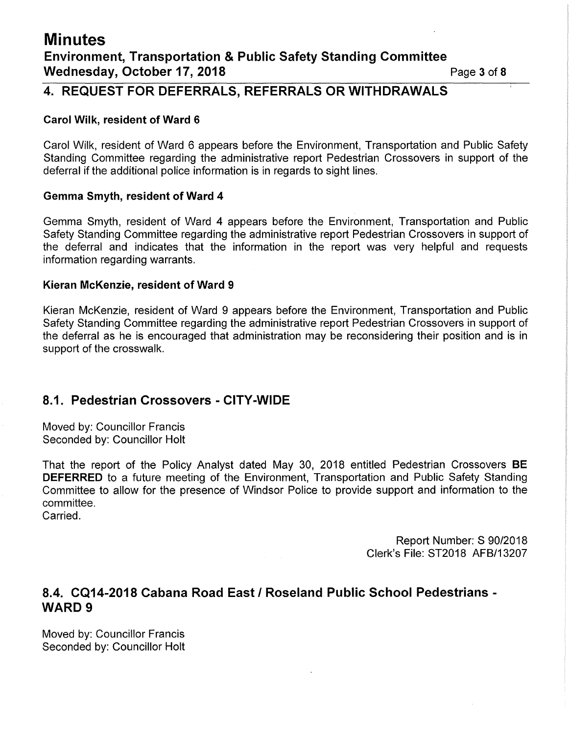## 4. REQUEST FOR DEFERRALS, REFERRALS OR WITHDRAWALS

**Carol Wilk, resident of Ward 6**

Carol Wilk, resident of Ward 6 appears before the Environment, Transportation and Public Safety Standing Committee regarding the administrative report Pedestrian Crossovers in support of the deferral if the additional police information is in regards to sight lines.

**Gemma Smyth, resident of Ward 4**

Gemma Smyth, resident of Ward 4 appears before the Environment, Transportation and Public Safety Standing Committee regarding the administrative report Pedestrian Crossovers in support of the deferral and indicates that the information in the report was very helpful and requests information regarding warrants.

**Kieran McKenzie, resident of Ward 9**

Kieran McKenzie, resident of Ward 9 appears before the Environment, Transportation and Public Safety Standing Committee regarding the administrative report Pedestrian Crossovers in support of the deferral as he is encouraged that administration may be reconsidering their position and is in support of the crosswalk.

## 8.1. Pedestrian Crossovers - CITY-WIDE

Moved by: Councillor Francis
Seconded by: Councillor Holt

That the report of the Policy Analyst dated May 30, 2018 entitled Pedestrian Crossovers **BE DEFERRED** to a future meeting of the Environment, Transportation and Public Safety Standing Committee to allow for the presence of Windsor Police to provide support and information to the committee.
Carried.

Report Number: S 90/2018
Clerk's File: ST2018 AFB/13207

## 8.4. CQ14-2018 Cabana Road East / Roseland Public School Pedestrians - WARD 9

Moved by: Councillor Francis
Seconded by: Councillor Holt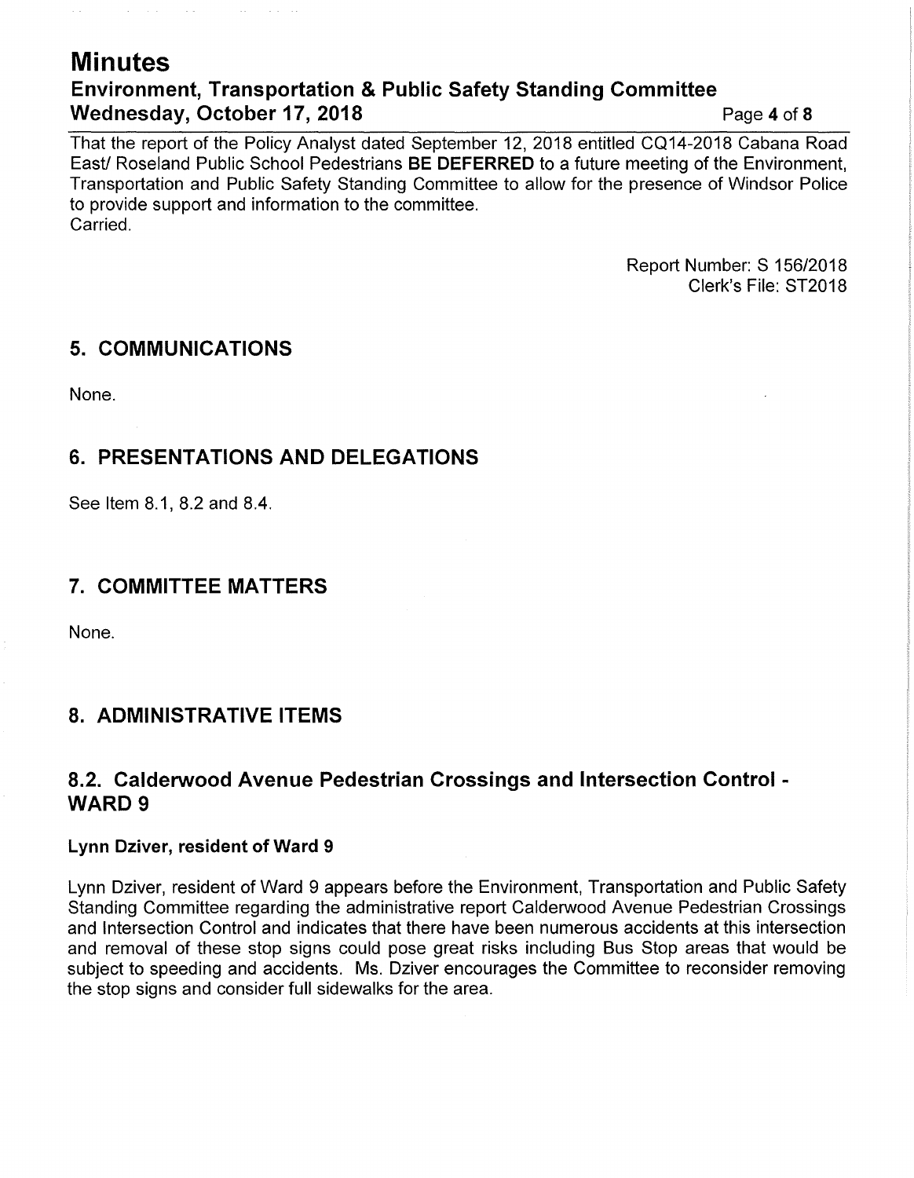That the report of the Policy Analyst dated September 12, 2018 entitled CQ14-2018 Cabana Road East/ Roseland Public School Pedestrians **BE DEFERRED** to a future meeting of the Environment, Transportation and Public Safety Standing Committee to allow for the presence of Windsor Police to provide support and information to the committee.
Carried.

Report Number: S 156/2018
Clerk's File: ST2018

## 5. COMMUNICATIONS

None.

## 6. PRESENTATIONS AND DELEGATIONS

See Item 8.1, 8.2 and 8.4.

## 7. COMMITTEE MATTERS

None.

## 8. ADMINISTRATIVE ITEMS

## 8.2. Calderwood Avenue Pedestrian Crossings and Intersection Control - WARD 9

**Lynn Dziver, resident of Ward 9**

Lynn Dziver, resident of Ward 9 appears before the Environment, Transportation and Public Safety Standing Committee regarding the administrative report Calderwood Avenue Pedestrian Crossings and Intersection Control and indicates that there have been numerous accidents at this intersection and removal of these stop signs could pose great risks including Bus Stop areas that would be subject to speeding and accidents. Ms. Dziver encourages the Committee to reconsider removing the stop signs and consider full sidewalks for the area.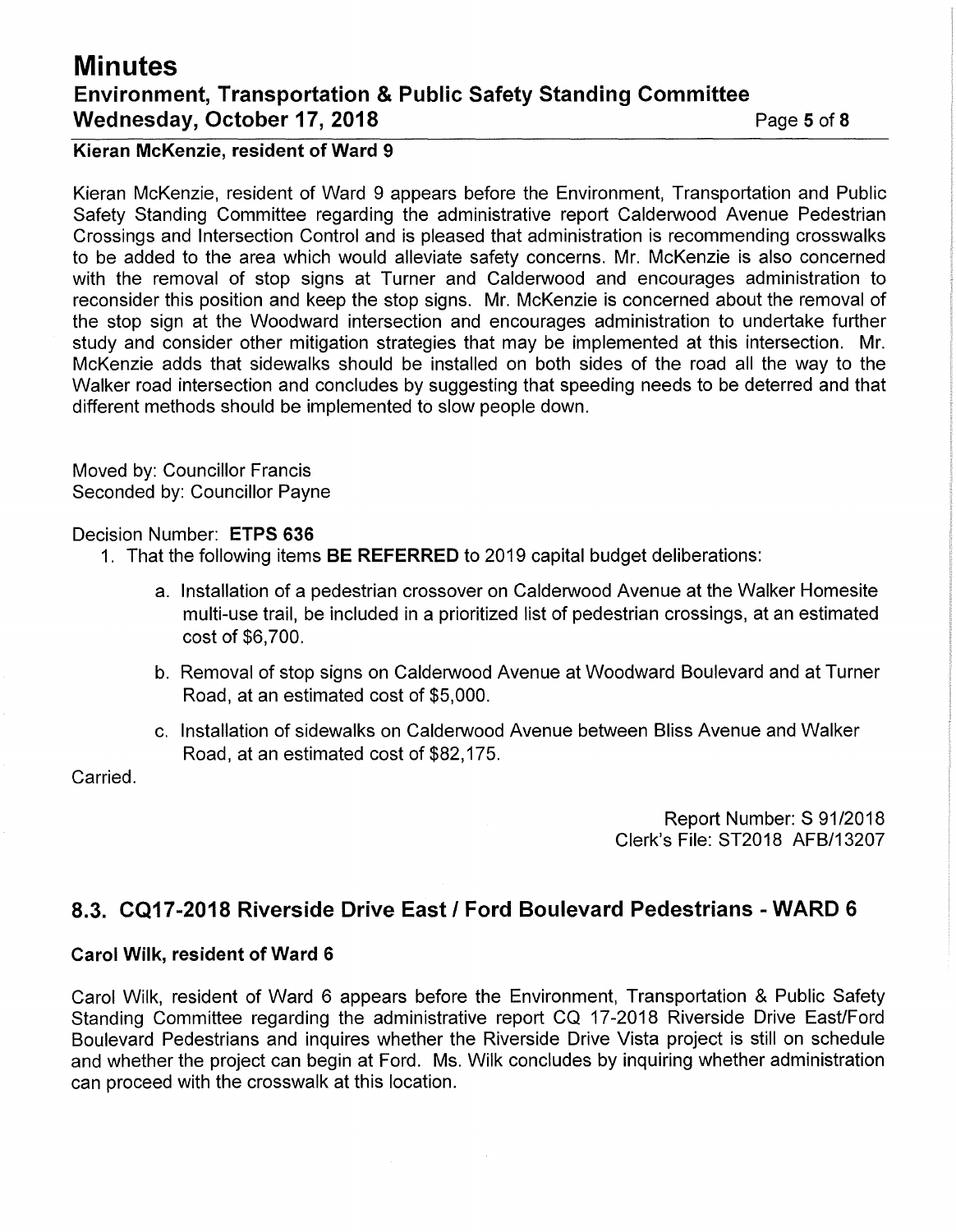**Kieran McKenzie, resident of Ward 9**

Kieran McKenzie, resident of Ward 9 appears before the Environment, Transportation and Public Safety Standing Committee regarding the administrative report Calderwood Avenue Pedestrian Crossings and Intersection Control and is pleased that administration is recommending crosswalks to be added to the area which would alleviate safety concerns. Mr. McKenzie is also concerned with the removal of stop signs at Turner and Calderwood and encourages administration to reconsider this position and keep the stop signs. Mr. McKenzie is concerned about the removal of the stop sign at the Woodward intersection and encourages administration to undertake further study and consider other mitigation strategies that may be implemented at this intersection. Mr. McKenzie adds that sidewalks should be installed on both sides of the road all the way to the Walker road intersection and concludes by suggesting that speeding needs to be deterred and that different methods should be implemented to slow people down.

Moved by: Councillor Francis
Seconded by: Councillor Payne

Decision Number: **ETPS 636**

1. That the following items **BE REFERRED** to 2019 capital budget deliberations:
    a. Installation of a pedestrian crossover on Calderwood Avenue at the Walker Homesite multi-use trail, be included in a prioritized list of pedestrian crossings, at an estimated cost of $6,700.
    b. Removal of stop signs on Calderwood Avenue at Woodward Boulevard and at Turner Road, at an estimated cost of $5,000.
    c. Installation of sidewalks on Calderwood Avenue between Bliss Avenue and Walker Road, at an estimated cost of $82,175.

Carried.

Report Number: S 91/2018
Clerk's File: ST2018 AFB/13207

## 8.3. CQ17-2018 Riverside Drive East / Ford Boulevard Pedestrians - WARD 6

**Carol Wilk, resident of Ward 6**

Carol Wilk, resident of Ward 6 appears before the Environment, Transportation & Public Safety Standing Committee regarding the administrative report CQ 17-2018 Riverside Drive East/Ford Boulevard Pedestrians and inquires whether the Riverside Drive Vista project is still on schedule and whether the project can begin at Ford. Ms. Wilk concludes by inquiring whether administration can proceed with the crosswalk at this location.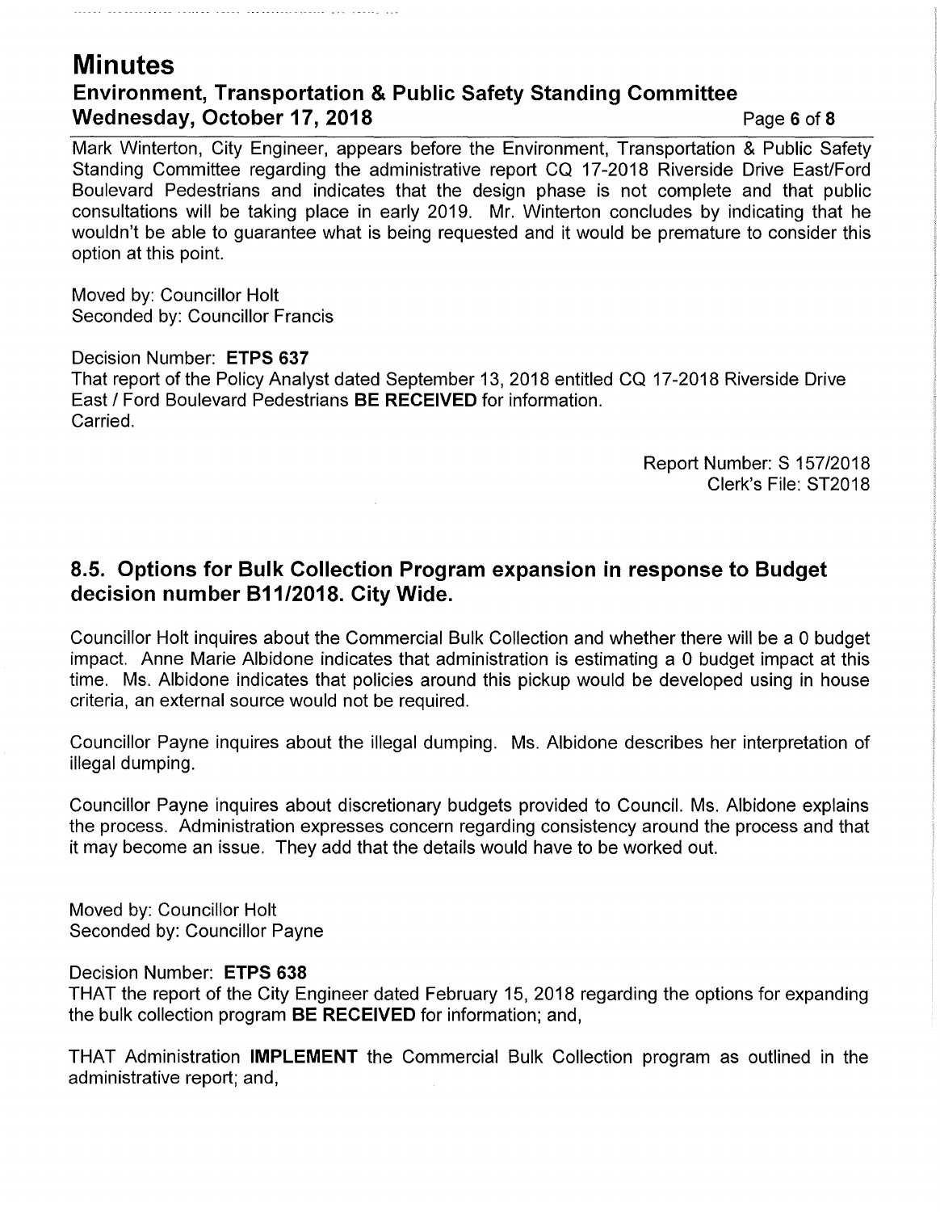Mark Winterton, City Engineer, appears before the Environment, Transportation & Public Safety Standing Committee regarding the administrative report CQ 17-2018 Riverside Drive East/Ford Boulevard Pedestrians and indicates that the design phase is not complete and that public consultations will be taking place in early 2019. Mr. Winterton concludes by indicating that he wouldn't be able to guarantee what is being requested and it would be premature to consider this option at this point.

Moved by: Councillor Holt
Seconded by: Councillor Francis

Decision Number: **ETPS 637**
That report of the Policy Analyst dated September 13, 2018 entitled CQ 17-2018 Riverside Drive East / Ford Boulevard Pedestrians **BE RECEIVED** for information.
Carried.

Report Number: S 157/2018
Clerk's File: ST2018

## 8.5. Options for Bulk Collection Program expansion in response to Budget decision number B11/2018. City Wide.

Councillor Holt inquires about the Commercial Bulk Collection and whether there will be a 0 budget impact. Anne Marie Albidone indicates that administration is estimating a 0 budget impact at this time. Ms. Albidone indicates that policies around this pickup would be developed using in house criteria, an external source would not be required.

Councillor Payne inquires about the illegal dumping. Ms. Albidone describes her interpretation of illegal dumping.

Councillor Payne inquires about discretionary budgets provided to Council. Ms. Albidone explains the process. Administration expresses concern regarding consistency around the process and that it may become an issue. They add that the details would have to be worked out.

Moved by: Councillor Holt
Seconded by: Councillor Payne

Decision Number: **ETPS 638**
THAT the report of the City Engineer dated February 15, 2018 regarding the options for expanding the bulk collection program **BE RECEIVED** for information; and,

THAT Administration **IMPLEMENT** the Commercial Bulk Collection program as outlined in the administrative report; and,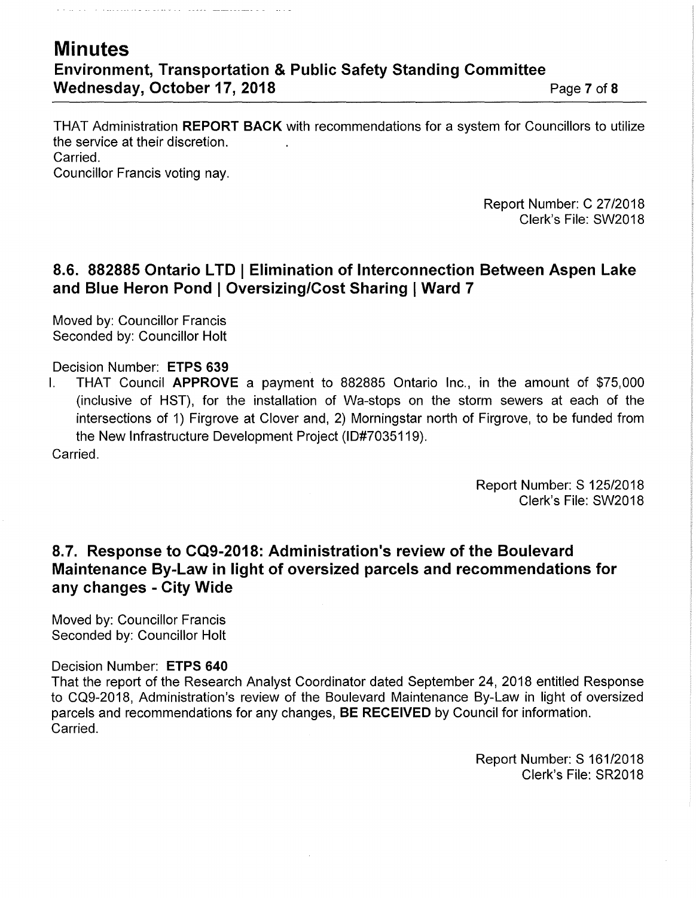THAT Administration **REPORT BACK** with recommendations for a system for Councillors to utilize the service at their discretion.
Carried.
Councillor Francis voting nay.

Report Number: C 27/2018
Clerk's File: SW2018

## 8.6. 882885 Ontario LTD | Elimination of Interconnection Between Aspen Lake and Blue Heron Pond | Oversizing/Cost Sharing | Ward 7

Moved by: Councillor Francis
Seconded by: Councillor Holt

Decision Number: **ETPS 639**

I. THAT Council **APPROVE** a payment to 882885 Ontario Inc., in the amount of $75,000 (inclusive of HST), for the installation of Wa-stops on the storm sewers at each of the intersections of 1) Firgrove at Clover and, 2) Morningstar north of Firgrove, to be funded from the New Infrastructure Development Project (ID#7035119).

Carried.

Report Number: S 125/2018
Clerk's File: SW2018

## 8.7. Response to CQ9-2018: Administration's review of the Boulevard Maintenance By-Law in light of oversized parcels and recommendations for any changes - City Wide

Moved by: Councillor Francis
Seconded by: Councillor Holt

Decision Number: **ETPS 640**

That the report of the Research Analyst Coordinator dated September 24, 2018 entitled Response to CQ9-2018, Administration's review of the Boulevard Maintenance By-Law in light of oversized parcels and recommendations for any changes, **BE RECEIVED** by Council for information.
Carried.

Report Number: S 161/2018
Clerk's File: SR2018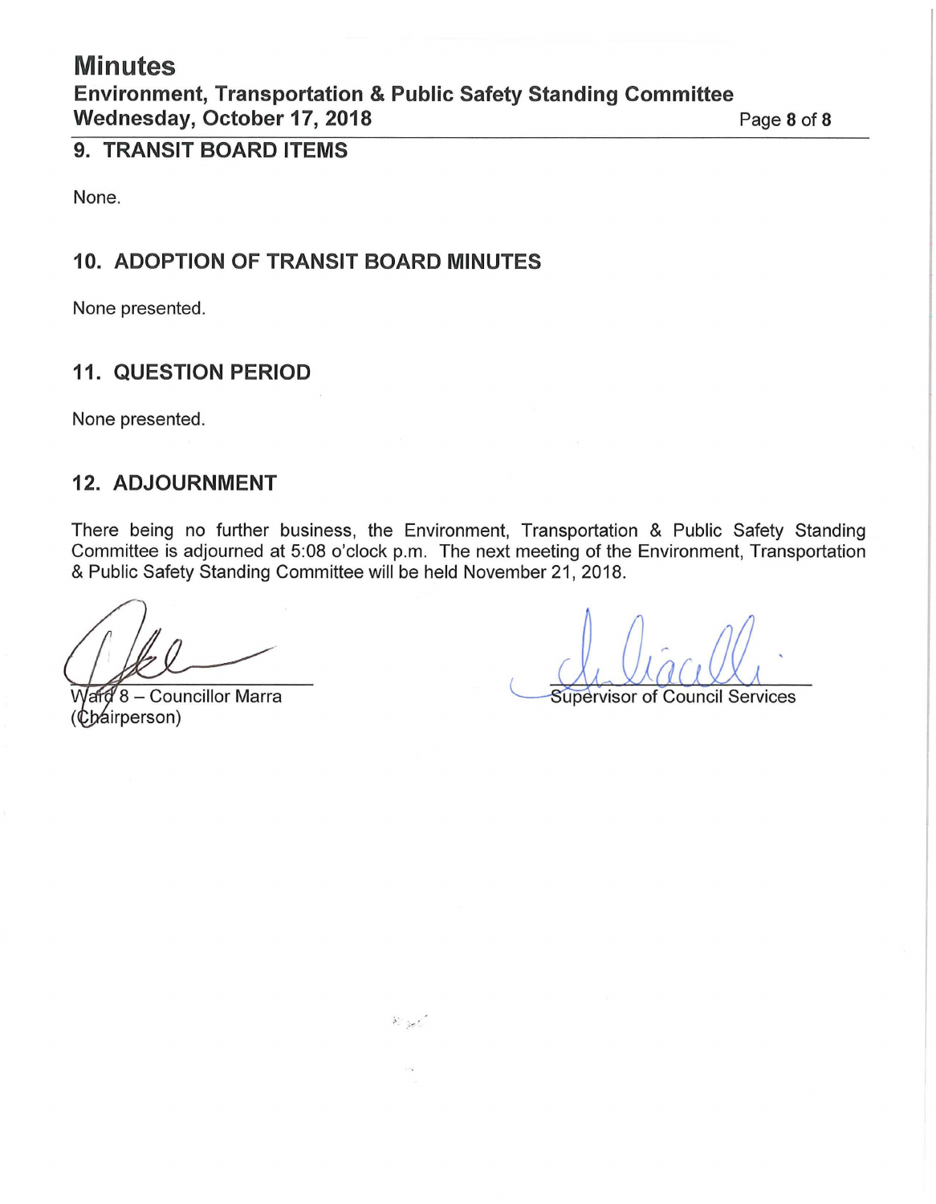## 9. TRANSIT BOARD ITEMS

None.

## 10. ADOPTION OF TRANSIT BOARD MINUTES

None presented.

## 11. QUESTION PERIOD

None presented.

## 12. ADJOURNMENT

There being no further business, the Environment, Transportation & Public Safety Standing Committee is adjourned at 5:08 o'clock p.m. The next meeting of the Environment, Transportation & Public Safety Standing Committee will be held November 21, 2018.

Ward 8 – Councillor Marra
(Chairperson)

Supervisor of Council Services